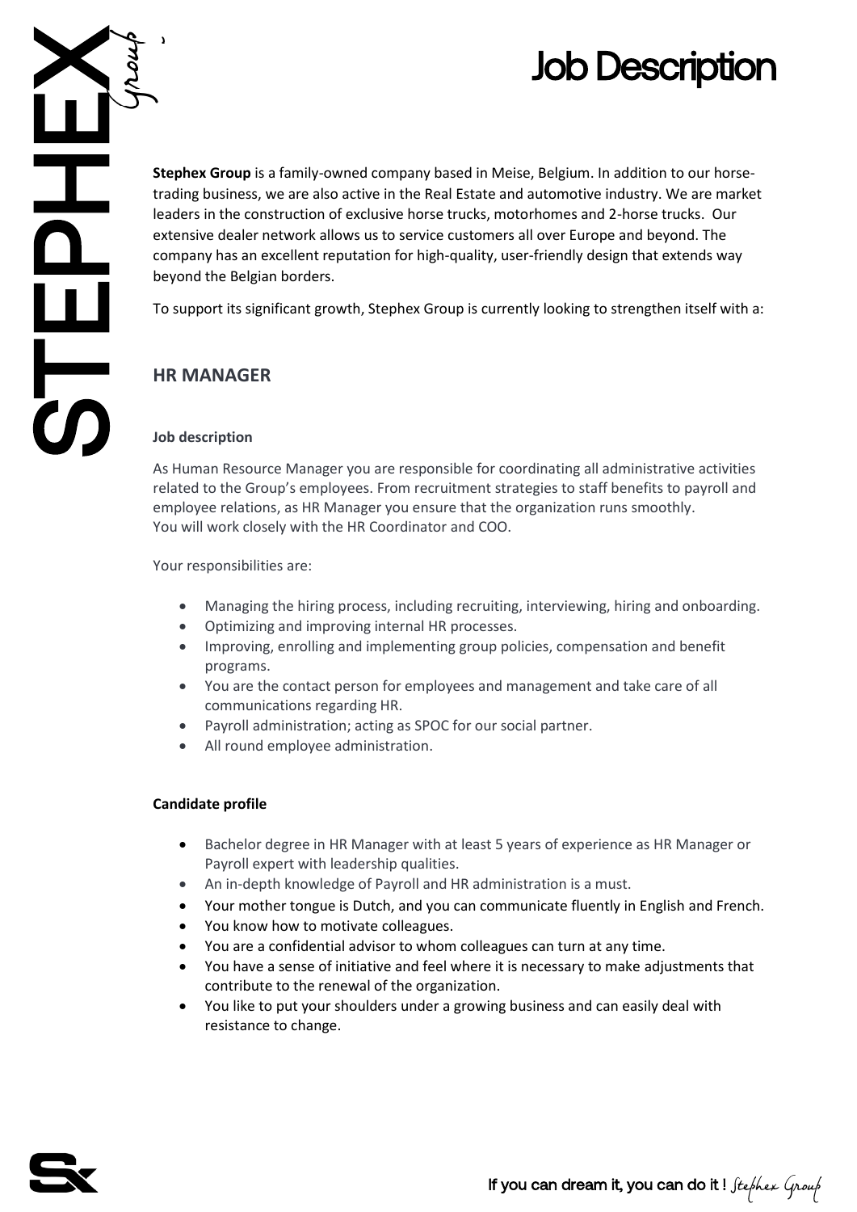# Job Description

**Stephex Group** is a family-owned company based in Meise, Belgium. In addition to our horse-trading business, we are also active in the Real Estate and automotive industry. We are market leaders in the construction of exclusive horse trucks, motorhomes and 2-horse trucks. Our extensive dealer network allows us to service customers all over Europe and beyond. The company has an excellent reputation for high-quality, user-friendly design that extends way beyond the Belgian borders.

To support its significant growth, Stephex Group is currently looking to strengthen itself with a:

## HR MANAGER

### Job description

As Human Resource Manager you are responsible for coordinating all administrative activities related to the Group's employees. From recruitment strategies to staff benefits to payroll and employee relations, as HR Manager you ensure that the organization runs smoothly.
You will work closely with the HR Coordinator and COO.

Your responsibilities are:

- Managing the hiring process, including recruiting, interviewing, hiring and onboarding.
- Optimizing and improving internal HR processes.
- Improving, enrolling and implementing group policies, compensation and benefit programs.
- You are the contact person for employees and management and take care of all communications regarding HR.
- Payroll administration; acting as SPOC for our social partner.
- All round employee administration.

### Candidate profile

- Bachelor degree in HR Manager with at least 5 years of experience as HR Manager or Payroll expert with leadership qualities.
- An in-depth knowledge of Payroll and HR administration is a must.
- Your mother tongue is Dutch, and you can communicate fluently in English and French.
- You know how to motivate colleagues.
- You are a confidential advisor to whom colleagues can turn at any time.
- You have a sense of initiative and feel where it is necessary to make adjustments that contribute to the renewal of the organization.
- You like to put your shoulders under a growing business and can easily deal with resistance to change.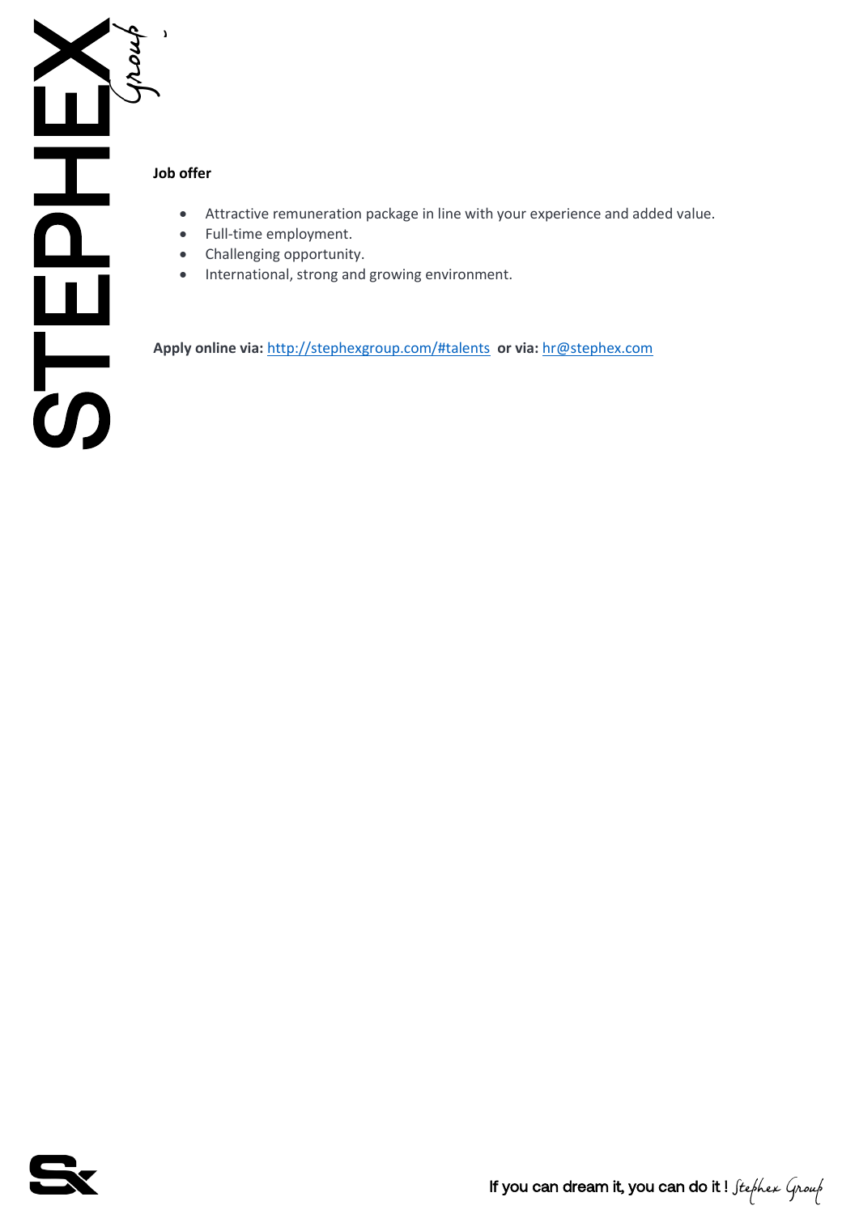**Job offer**

- Attractive remuneration package in line with your experience and added value.
- Full-time employment.
- Challenging opportunity.
- International, strong and growing environment.

**Apply online via:** http://stephexgroup.com/#talents **or via:** hr@stephex.com